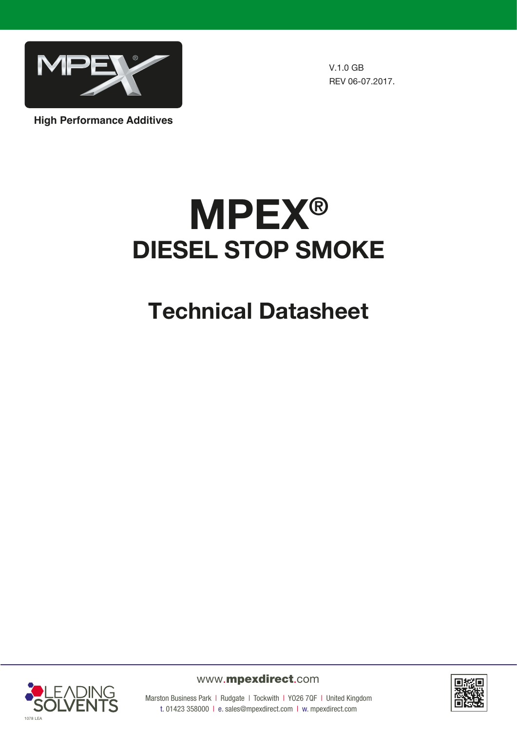High Performance Additives

V.1.0 GB
REV 06-07.2017.

# MPEX®
# DIESEL STOP SMOKE

## Technical Datasheet

www.mpexdirect.com

Marston Business Park | Rudgate | Tockwith | YO26 7QF | United Kingdom
t. 01423 358000 | e. sales@mpexdirect.com | w. mpexdirect.com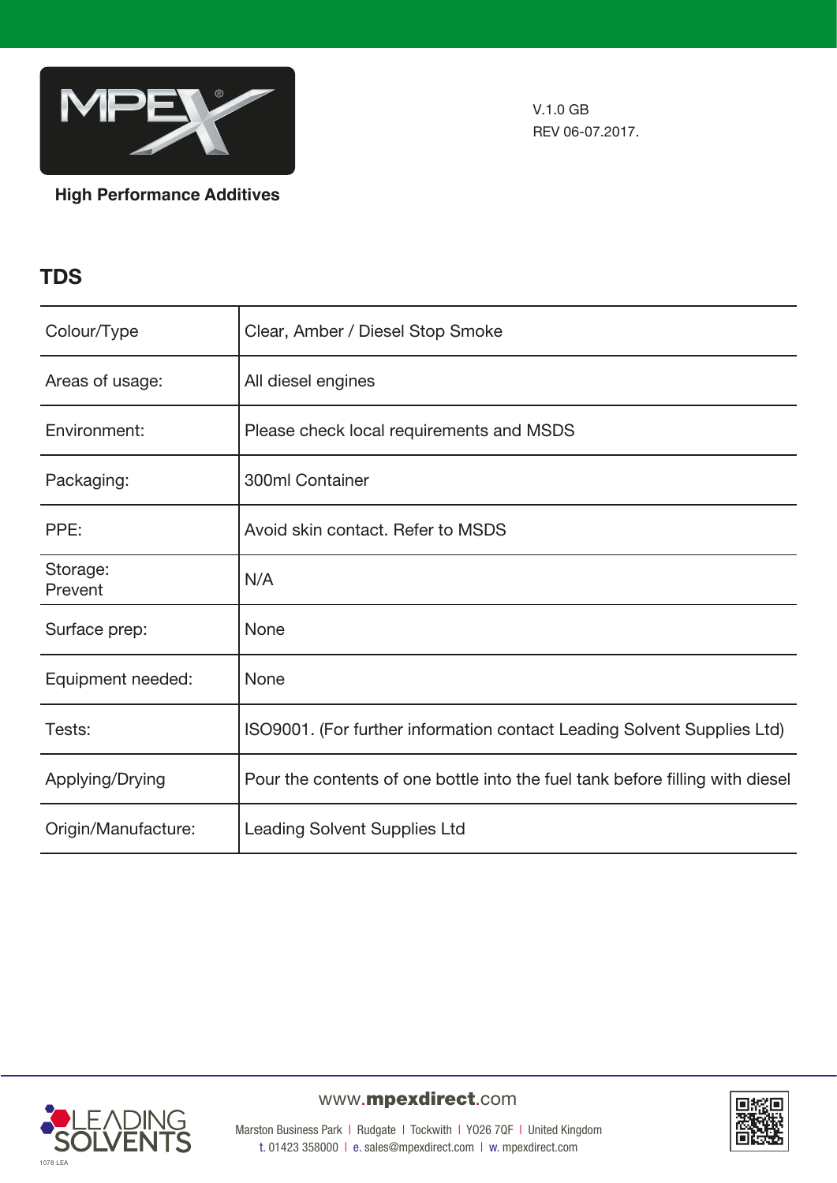V.1.0 GB
REV 06-07.2017.

High Performance Additives

## TDS

| Colour/Type | Clear, Amber / Diesel Stop Smoke |
|---|---|
| Areas of usage: | All diesel engines |
| Environment: | Please check local requirements and MSDS |
| Packaging: | 300ml Container |
| PPE: | Avoid skin contact. Refer to MSDS |
| Storage: Prevent | N/A |
| Surface prep: | None |
| Equipment needed: | None |
| Tests: | ISO9001. (For further information contact Leading Solvent Supplies Ltd) |
| Applying/Drying | Pour the contents of one bottle into the fuel tank before filling with diesel |
| Origin/Manufacture: | Leading Solvent Supplies Ltd |

www.mpexdirect.com

Marston Business Park | Rudgate | Tockwith | YO26 7QF | United Kingdom
t. 01423 358000 | e. sales@mpexdirect.com | w. mpexdirect.com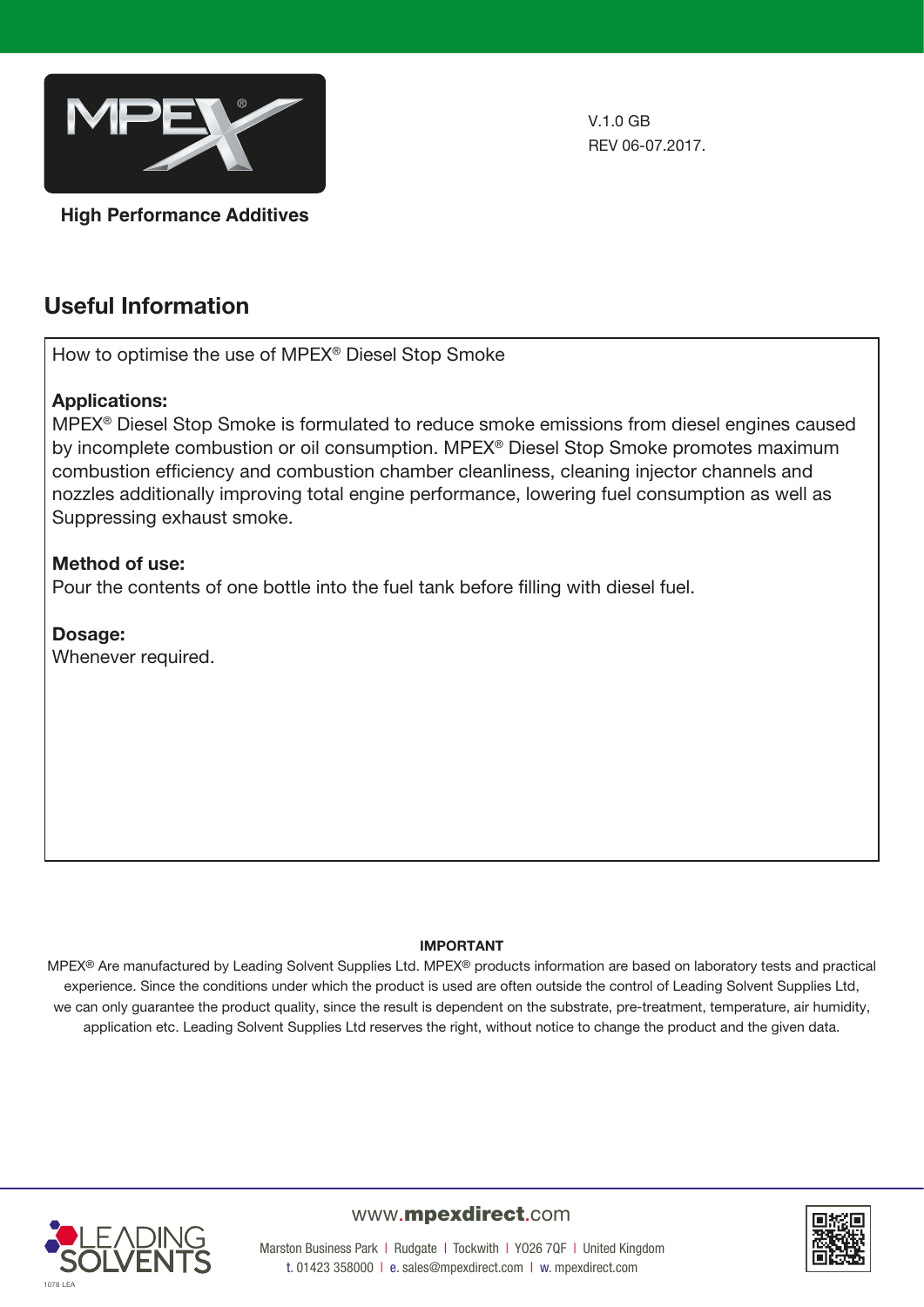High Performance Additives

V.1.0 GB
REV 06-07.2017.

## Useful Information

How to optimise the use of MPEX® Diesel Stop Smoke

**Applications:**
MPEX® Diesel Stop Smoke is formulated to reduce smoke emissions from diesel engines caused by incomplete combustion or oil consumption. MPEX® Diesel Stop Smoke promotes maximum combustion efficiency and combustion chamber cleanliness, cleaning injector channels and nozzles additionally improving total engine performance, lowering fuel consumption as well as Suppressing exhaust smoke.

**Method of use:**
Pour the contents of one bottle into the fuel tank before filling with diesel fuel.

**Dosage:**
Whenever required.

**IMPORTANT**

MPEX® Are manufactured by Leading Solvent Supplies Ltd. MPEX® products information are based on laboratory tests and practical experience. Since the conditions under which the product is used are often outside the control of Leading Solvent Supplies Ltd, we can only guarantee the product quality, since the result is dependent on the substrate, pre-treatment, temperature, air humidity, application etc. Leading Solvent Supplies Ltd reserves the right, without notice to change the product and the given data.

www.mpexdirect.com

Marston Business Park | Rudgate | Tockwith | YO26 7QF | United Kingdom
t. 01423 358000 | e. sales@mpexdirect.com | w. mpexdirect.com

1078 LEA